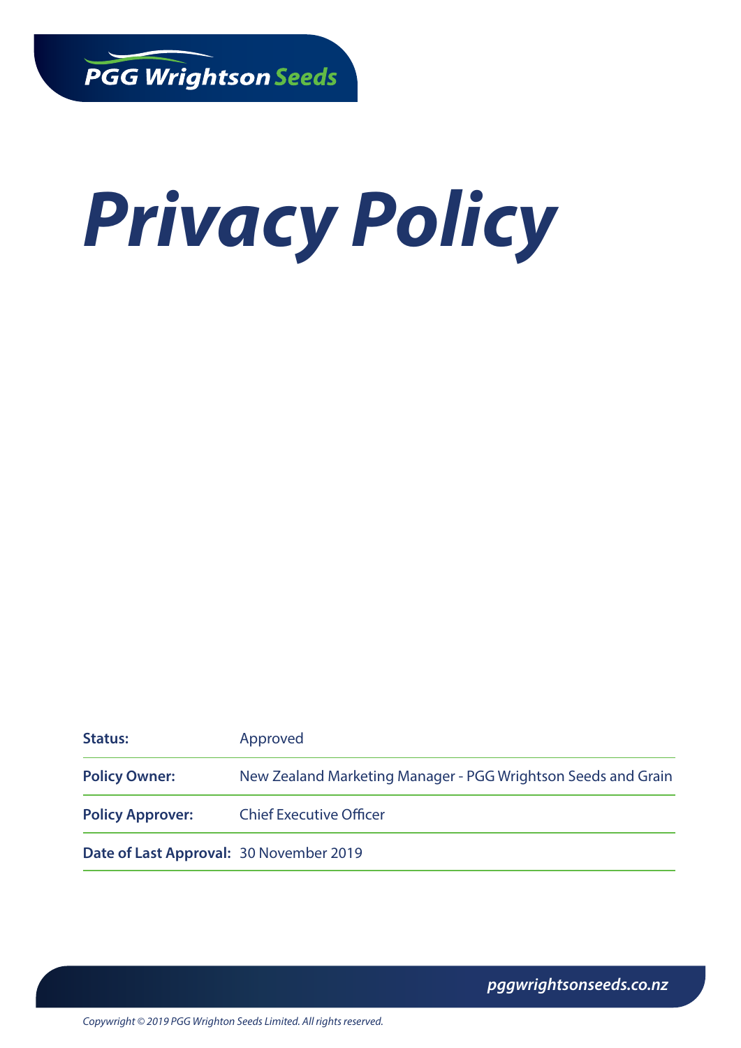PGG Wrightson Seeds

# Privacy Policy

| Status: | Approved |
|---|---|
| Policy Owner: | New Zealand Marketing Manager - PGG Wrightson Seeds and Grain |
| Policy Approver: | Chief Executive Officer |
| Date of Last Approval: | 30 November 2019 |

pggwrightsonseeds.co.nz

*Copywright © 2019 PGG Wrighton Seeds Limited. All rights reserved.*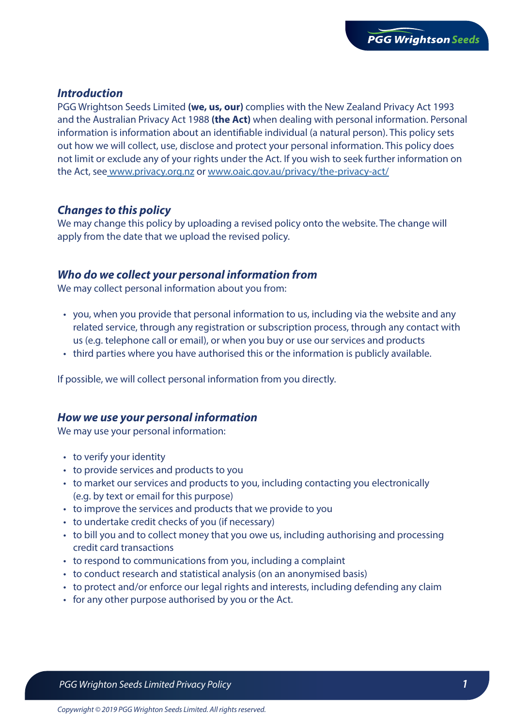## *Introduction*

PGG Wrightson Seeds Limited **(we, us, our)** complies with the New Zealand Privacy Act 1993 and the Australian Privacy Act 1988 **(the Act)** when dealing with personal information. Personal information is information about an identifiable individual (a natural person). This policy sets out how we will collect, use, disclose and protect your personal information. This policy does not limit or exclude any of your rights under the Act. If you wish to seek further information on the Act, see www.privacy.org.nz or www.oaic.gov.au/privacy/the-privacy-act/

## *Changes to this policy*

We may change this policy by uploading a revised policy onto the website. The change will apply from the date that we upload the revised policy.

## *Who do we collect your personal information from*

We may collect personal information about you from:

- you, when you provide that personal information to us, including via the website and any related service, through any registration or subscription process, through any contact with us (e.g. telephone call or email), or when you buy or use our services and products
- third parties where you have authorised this or the information is publicly available.

If possible, we will collect personal information from you directly.

## *How we use your personal information*

We may use your personal information:

- to verify your identity
- to provide services and products to you
- to market our services and products to you, including contacting you electronically (e.g. by text or email for this purpose)
- to improve the services and products that we provide to you
- to undertake credit checks of you (if necessary)
- to bill you and to collect money that you owe us, including authorising and processing credit card transactions
- to respond to communications from you, including a complaint
- to conduct research and statistical analysis (on an anonymised basis)
- to protect and/or enforce our legal rights and interests, including defending any claim
- for any other purpose authorised by you or the Act.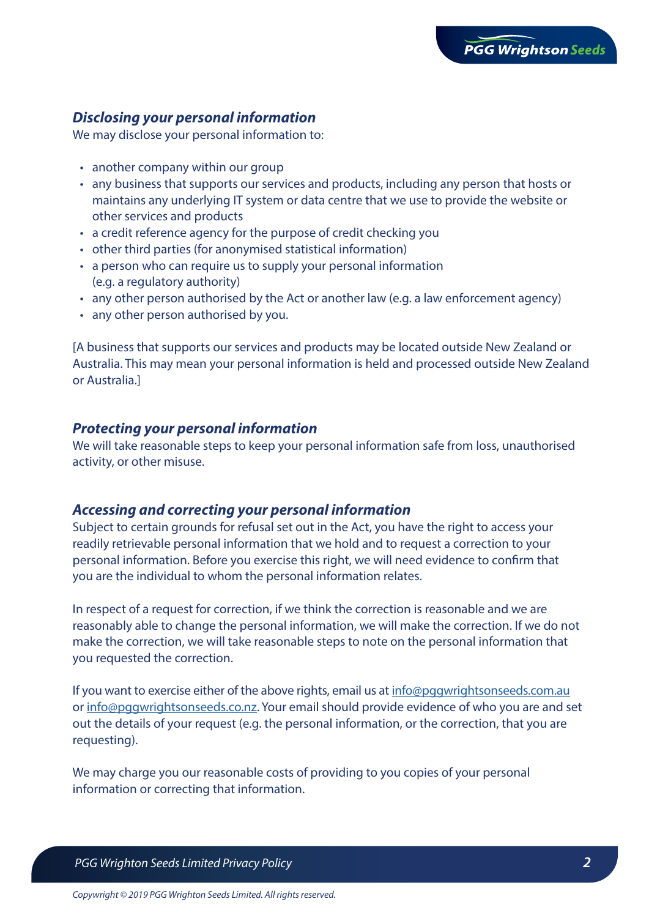## *Disclosing your personal information*

We may disclose your personal information to:

- another company within our group
- any business that supports our services and products, including any person that hosts or maintains any underlying IT system or data centre that we use to provide the website or other services and products
- a credit reference agency for the purpose of credit checking you
- other third parties (for anonymised statistical information)
- a person who can require us to supply your personal information (e.g. a regulatory authority)
- any other person authorised by the Act or another law (e.g. a law enforcement agency)
- any other person authorised by you.

[A business that supports our services and products may be located outside New Zealand or Australia. This may mean your personal information is held and processed outside New Zealand or Australia.]

## *Protecting your personal information*

We will take reasonable steps to keep your personal information safe from loss, unauthorised activity, or other misuse.

## *Accessing and correcting your personal information*

Subject to certain grounds for refusal set out in the Act, you have the right to access your readily retrievable personal information that we hold and to request a correction to your personal information. Before you exercise this right, we will need evidence to confirm that you are the individual to whom the personal information relates.

In respect of a request for correction, if we think the correction is reasonable and we are reasonably able to change the personal information, we will make the correction. If we do not make the correction, we will take reasonable steps to note on the personal information that you requested the correction.

If you want to exercise either of the above rights, email us at info@pggwrightsonseeds.com.au or info@pggwrightsonseeds.co.nz. Your email should provide evidence of who you are and set out the details of your request (e.g. the personal information, or the correction, that you are requesting).

We may charge you our reasonable costs of providing to you copies of your personal information or correcting that information.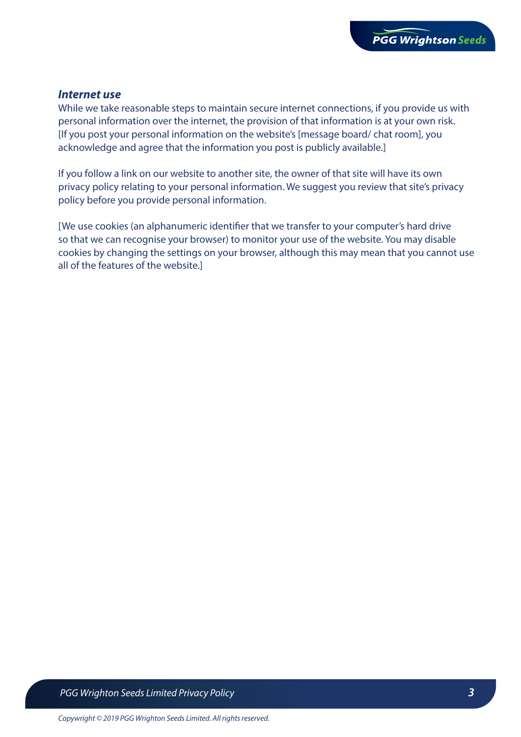### *Internet use*

While we take reasonable steps to maintain secure internet connections, if you provide us with personal information over the internet, the provision of that information is at your own risk. [If you post your personal information on the website's [message board/ chat room], you acknowledge and agree that the information you post is publicly available.]

If you follow a link on our website to another site, the owner of that site will have its own privacy policy relating to your personal information. We suggest you review that site's privacy policy before you provide personal information.

[We use cookies (an alphanumeric identifier that we transfer to your computer's hard drive so that we can recognise your browser) to monitor your use of the website. You may disable cookies by changing the settings on your browser, although this may mean that you cannot use all of the features of the website.]

*Copywright © 2019 PGG Wrighton Seeds Limited. All rights reserved.*